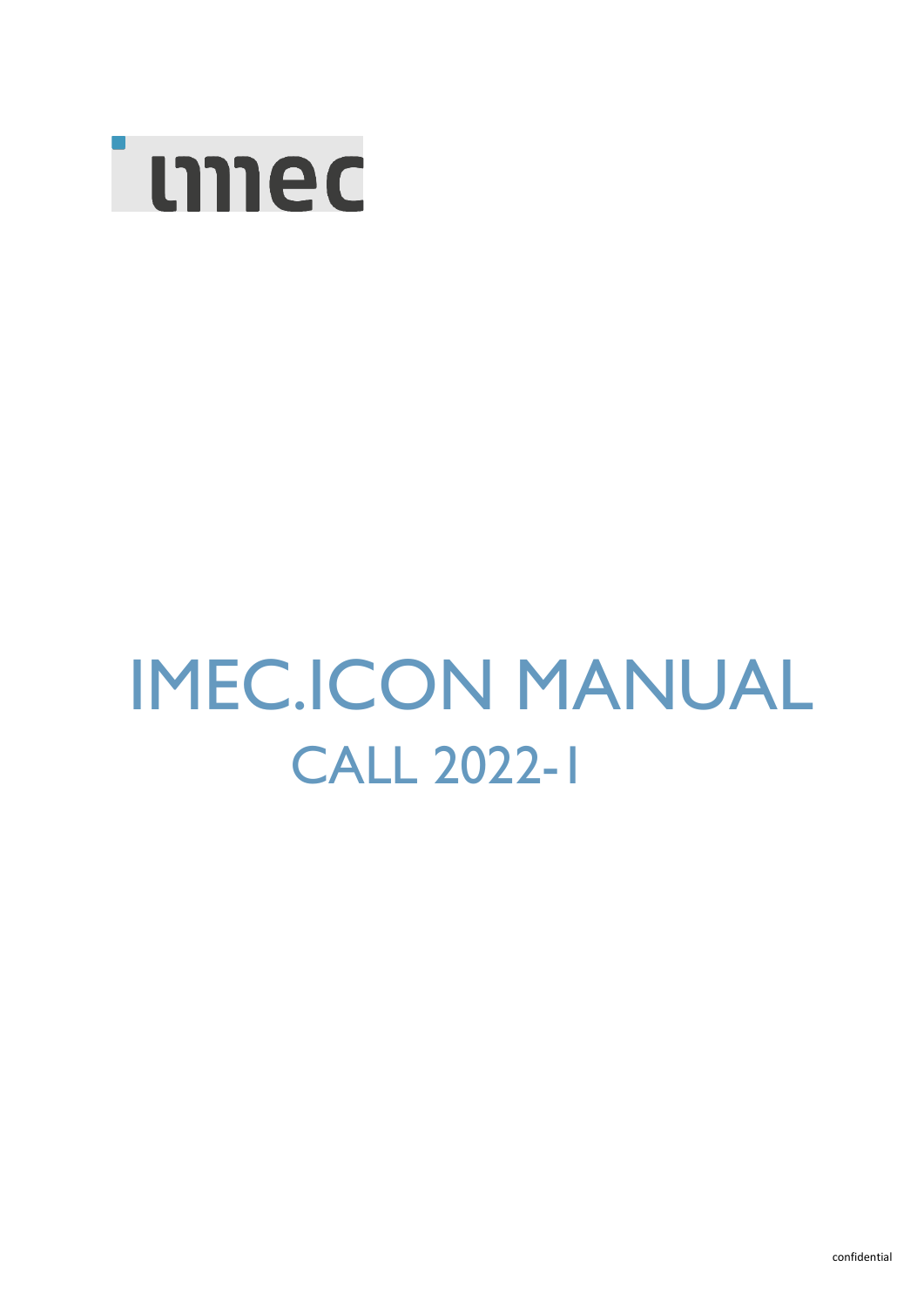imec

# IMEC.ICON MANUAL

## CALL 2022-1

confidential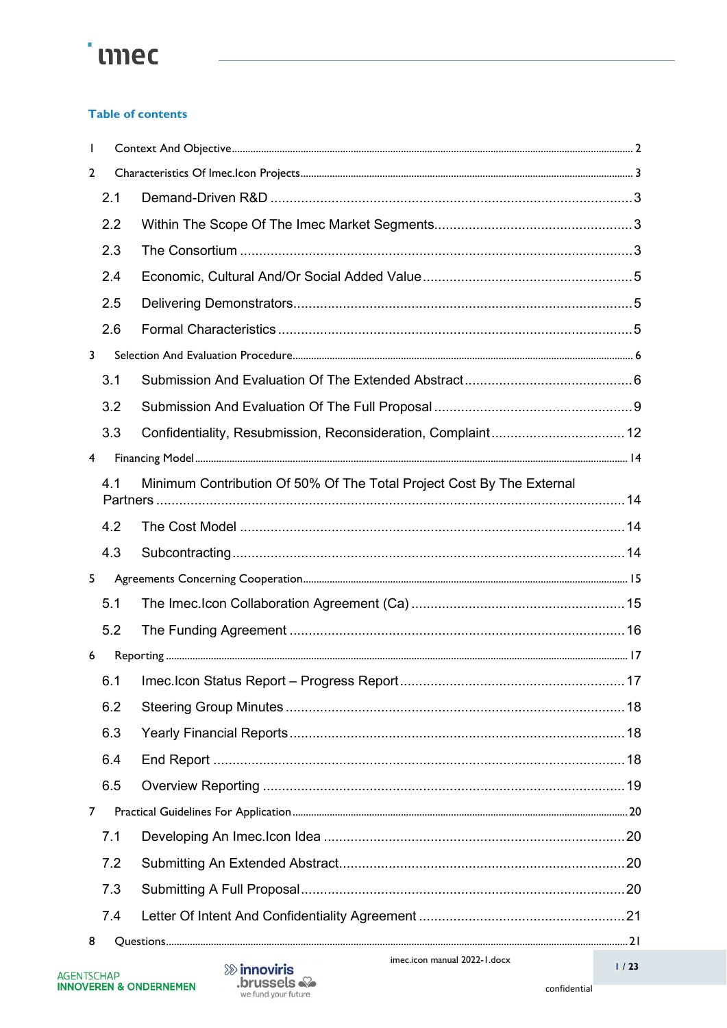**Table of contents**

1 Context And Objective ........ 2

2 Characteristics Of Imec.Icon Projects ........ 3

- 2.1 Demand-Driven R&D ........ 3
- 2.2 Within The Scope Of The Imec Market Segments ........ 3
- 2.3 The Consortium ........ 3
- 2.4 Economic, Cultural And/Or Social Added Value ........ 5
- 2.5 Delivering Demonstrators ........ 5
- 2.6 Formal Characteristics ........ 5

3 Selection And Evaluation Procedure ........ 6

- 3.1 Submission And Evaluation Of The Extended Abstract ........ 6
- 3.2 Submission And Evaluation Of The Full Proposal ........ 9
- 3.3 Confidentiality, Resubmission, Reconsideration, Complaint ........ 12

4 Financing Model ........ 14

- 4.1 Minimum Contribution Of 50% Of The Total Project Cost By The External Partners ........ 14
- 4.2 The Cost Model ........ 14
- 4.3 Subcontracting ........ 14

5 Agreements Concerning Cooperation ........ 15

- 5.1 The Imec.Icon Collaboration Agreement (Ca) ........ 15
- 5.2 The Funding Agreement ........ 16

6 Reporting ........ 17

- 6.1 Imec.Icon Status Report – Progress Report ........ 17
- 6.2 Steering Group Minutes ........ 18
- 6.3 Yearly Financial Reports ........ 18
- 6.4 End Report ........ 18
- 6.5 Overview Reporting ........ 19

7 Practical Guidelines For Application ........ 20

- 7.1 Developing An Imec.Icon Idea ........ 20
- 7.2 Submitting An Extended Abstract ........ 20
- 7.3 Submitting A Full Proposal ........ 20
- 7.4 Letter Of Intent And Confidentiality Agreement ........ 21

8 Questions ........ 21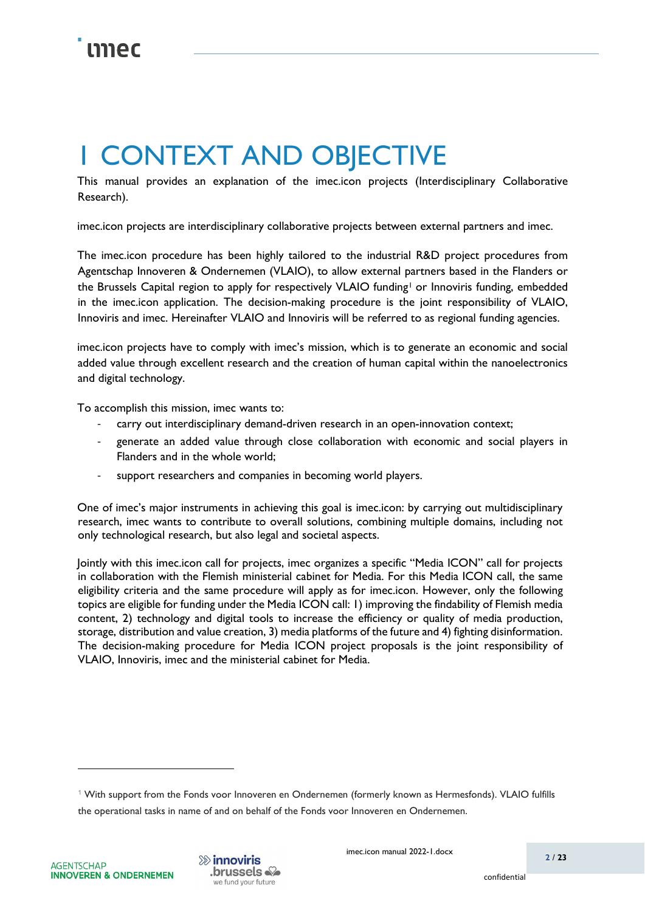# 1 CONTEXT AND OBJECTIVE

This manual provides an explanation of the imec.icon projects (Interdisciplinary Collaborative Research).

imec.icon projects are interdisciplinary collaborative projects between external partners and imec.

The imec.icon procedure has been highly tailored to the industrial R&D project procedures from Agentschap Innoveren & Ondernemen (VLAIO), to allow external partners based in the Flanders or the Brussels Capital region to apply for respectively VLAIO funding[1] or Innoviris funding, embedded in the imec.icon application. The decision-making procedure is the joint responsibility of VLAIO, Innoviris and imec. Hereinafter VLAIO and Innoviris will be referred to as regional funding agencies.

imec.icon projects have to comply with imec's mission, which is to generate an economic and social added value through excellent research and the creation of human capital within the nanoelectronics and digital technology.

To accomplish this mission, imec wants to:

- carry out interdisciplinary demand-driven research in an open-innovation context;
- generate an added value through close collaboration with economic and social players in Flanders and in the whole world;
- support researchers and companies in becoming world players.

One of imec's major instruments in achieving this goal is imec.icon: by carrying out multidisciplinary research, imec wants to contribute to overall solutions, combining multiple domains, including not only technological research, but also legal and societal aspects.

Jointly with this imec.icon call for projects, imec organizes a specific "Media ICON" call for projects in collaboration with the Flemish ministerial cabinet for Media. For this Media ICON call, the same eligibility criteria and the same procedure will apply as for imec.icon. However, only the following topics are eligible for funding under the Media ICON call: 1) improving the findability of Flemish media content, 2) technology and digital tools to increase the efficiency or quality of media production, storage, distribution and value creation, 3) media platforms of the future and 4) fighting disinformation. The decision-making procedure for Media ICON project proposals is the joint responsibility of VLAIO, Innoviris, imec and the ministerial cabinet for Media.

[1] With support from the Fonds voor Innoveren en Ondernemen (formerly known as Hermesfonds). VLAIO fulfills the operational tasks in name of and on behalf of the Fonds voor Innoveren en Ondernemen.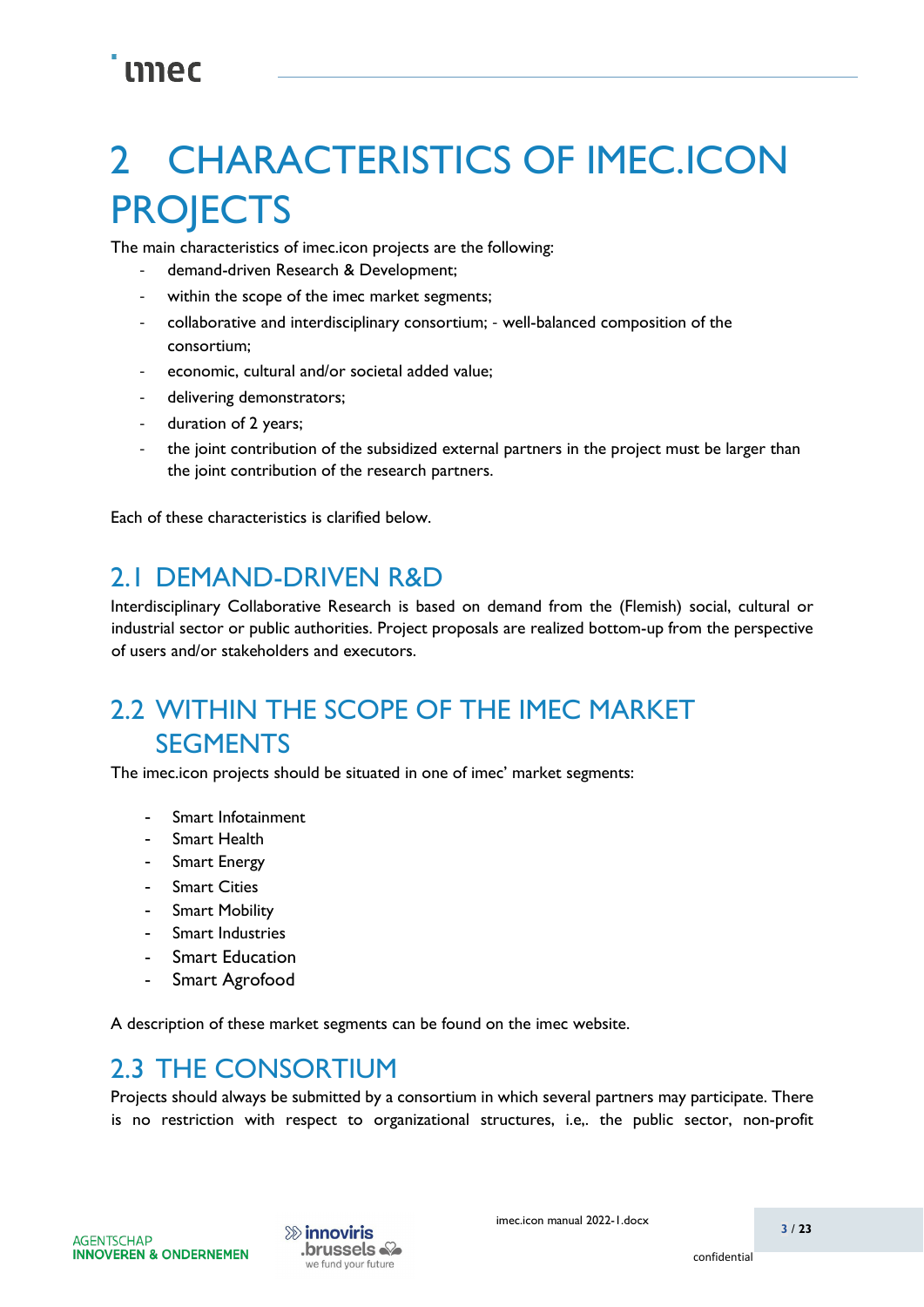# 2 CHARACTERISTICS OF IMEC.ICON PROJECTS

The main characteristics of imec.icon projects are the following:

- demand-driven Research & Development;
- within the scope of the imec market segments;
- collaborative and interdisciplinary consortium; - well-balanced composition of the consortium;
- economic, cultural and/or societal added value;
- delivering demonstrators;
- duration of 2 years;
- the joint contribution of the subsidized external partners in the project must be larger than the joint contribution of the research partners.

Each of these characteristics is clarified below.

## 2.1 DEMAND-DRIVEN R&D

Interdisciplinary Collaborative Research is based on demand from the (Flemish) social, cultural or industrial sector or public authorities. Project proposals are realized bottom-up from the perspective of users and/or stakeholders and executors.

## 2.2 WITHIN THE SCOPE OF THE IMEC MARKET SEGMENTS

The imec.icon projects should be situated in one of imec' market segments:

- Smart Infotainment
- Smart Health
- Smart Energy
- Smart Cities
- Smart Mobility
- Smart Industries
- Smart Education
- Smart Agrofood

A description of these market segments can be found on the imec website.

## 2.3 THE CONSORTIUM

Projects should always be submitted by a consortium in which several partners may participate. There is no restriction with respect to organizational structures, i.e,. the public sector, non-profit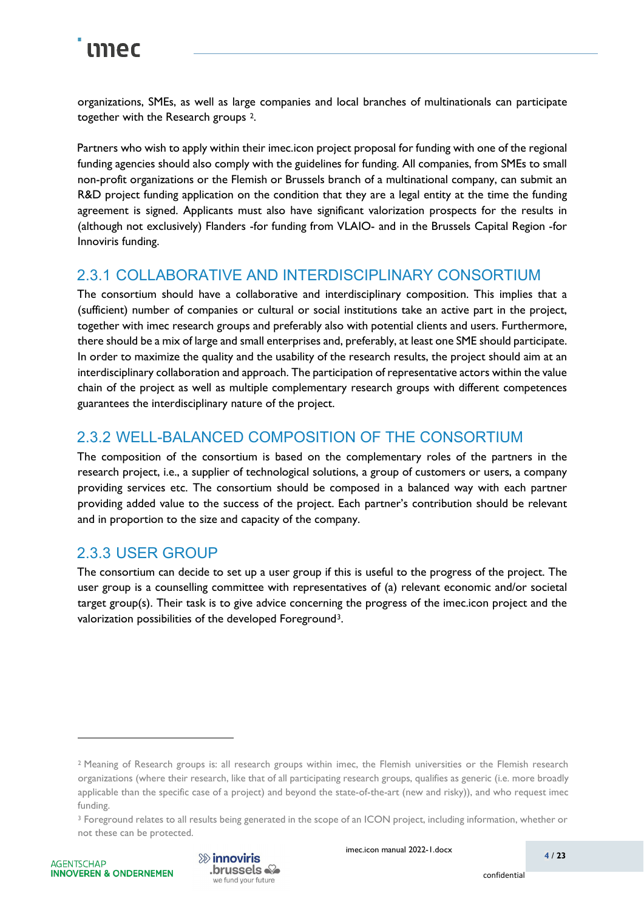organizations, SMEs, as well as large companies and local branches of multinationals can participate together with the Research groups [2].

Partners who wish to apply within their imec.icon project proposal for funding with one of the regional funding agencies should also comply with the guidelines for funding. All companies, from SMEs to small non-profit organizations or the Flemish or Brussels branch of a multinational company, can submit an R&D project funding application on the condition that they are a legal entity at the time the funding agreement is signed. Applicants must also have significant valorization prospects for the results in (although not exclusively) Flanders -for funding from VLAIO- and in the Brussels Capital Region -for Innoviris funding.

### 2.3.1 COLLABORATIVE AND INTERDISCIPLINARY CONSORTIUM

The consortium should have a collaborative and interdisciplinary composition. This implies that a (sufficient) number of companies or cultural or social institutions take an active part in the project, together with imec research groups and preferably also with potential clients and users. Furthermore, there should be a mix of large and small enterprises and, preferably, at least one SME should participate. In order to maximize the quality and the usability of the research results, the project should aim at an interdisciplinary collaboration and approach. The participation of representative actors within the value chain of the project as well as multiple complementary research groups with different competences guarantees the interdisciplinary nature of the project.

### 2.3.2 WELL-BALANCED COMPOSITION OF THE CONSORTIUM

The composition of the consortium is based on the complementary roles of the partners in the research project, i.e., a supplier of technological solutions, a group of customers or users, a company providing services etc. The consortium should be composed in a balanced way with each partner providing added value to the success of the project. Each partner's contribution should be relevant and in proportion to the size and capacity of the company.

### 2.3.3 USER GROUP

The consortium can decide to set up a user group if this is useful to the progress of the project. The user group is a counselling committee with representatives of (a) relevant economic and/or societal target group(s). Their task is to give advice concerning the progress of the imec.icon project and the valorization possibilities of the developed Foreground[3].

---

[2] Meaning of Research groups is: all research groups within imec, the Flemish universities or the Flemish research organizations (where their research, like that of all participating research groups, qualifies as generic (i.e. more broadly applicable than the specific case of a project) and beyond the state-of-the-art (new and risky)), and who request imec funding.

[3] Foreground relates to all results being generated in the scope of an ICON project, including information, whether or not these can be protected.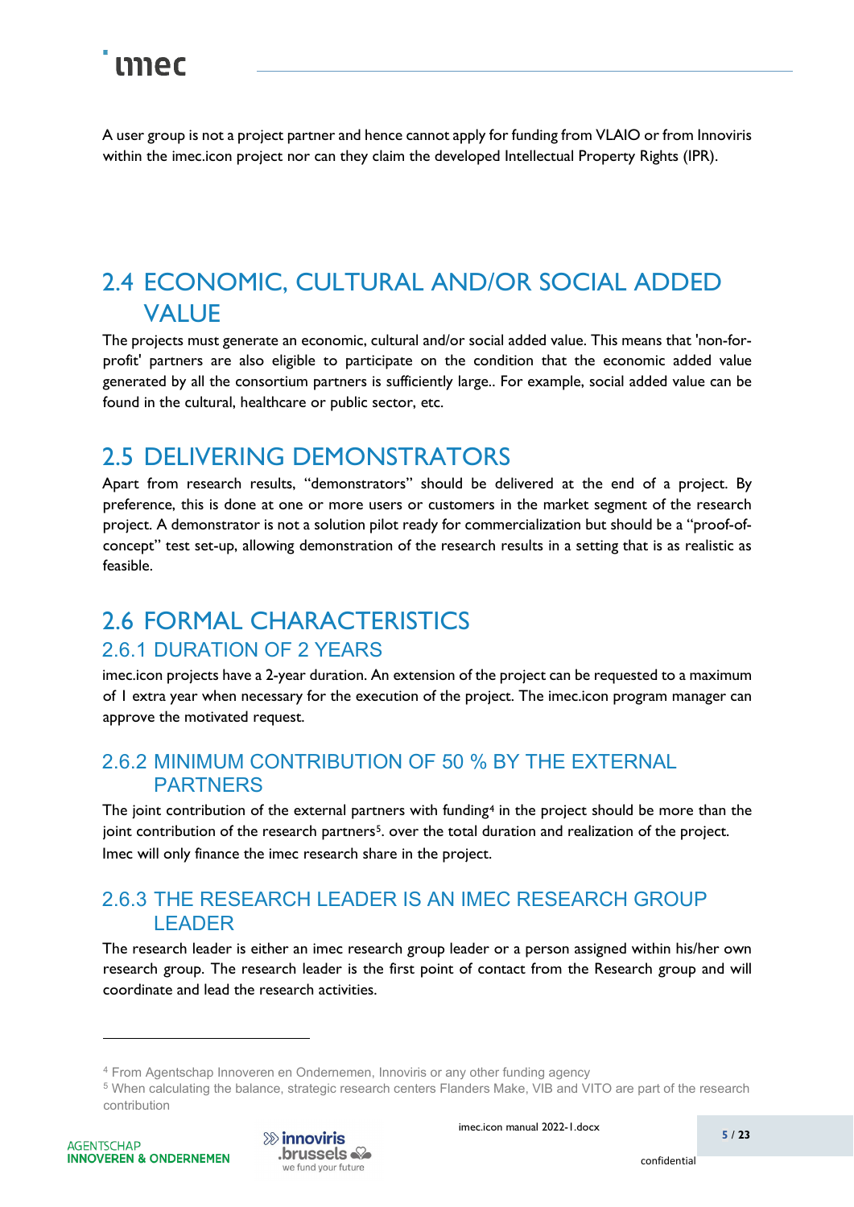A user group is not a project partner and hence cannot apply for funding from VLAIO or from Innoviris within the imec.icon project nor can they claim the developed Intellectual Property Rights (IPR).

## 2.4 ECONOMIC, CULTURAL AND/OR SOCIAL ADDED VALUE

The projects must generate an economic, cultural and/or social added value. This means that 'non-for-profit' partners are also eligible to participate on the condition that the economic added value generated by all the consortium partners is sufficiently large.. For example, social added value can be found in the cultural, healthcare or public sector, etc.

## 2.5 DELIVERING DEMONSTRATORS

Apart from research results, "demonstrators" should be delivered at the end of a project. By preference, this is done at one or more users or customers in the market segment of the research project. A demonstrator is not a solution pilot ready for commercialization but should be a "proof-of-concept" test set-up, allowing demonstration of the research results in a setting that is as realistic as feasible.

## 2.6 FORMAL CHARACTERISTICS

### 2.6.1 DURATION OF 2 YEARS

imec.icon projects have a 2-year duration. An extension of the project can be requested to a maximum of 1 extra year when necessary for the execution of the project. The imec.icon program manager can approve the motivated request.

### 2.6.2 MINIMUM CONTRIBUTION OF 50 % BY THE EXTERNAL PARTNERS

The joint contribution of the external partners with funding[4] in the project should be more than the joint contribution of the research partners[5]. over the total duration and realization of the project. Imec will only finance the imec research share in the project.

### 2.6.3 THE RESEARCH LEADER IS AN IMEC RESEARCH GROUP LEADER

The research leader is either an imec research group leader or a person assigned within his/her own research group. The research leader is the first point of contact from the Research group and will coordinate and lead the research activities.

---

[4] From Agentschap Innoveren en Ondernemen, Innoviris or any other funding agency

[5] When calculating the balance, strategic research centers Flanders Make, VIB and VITO are part of the research contribution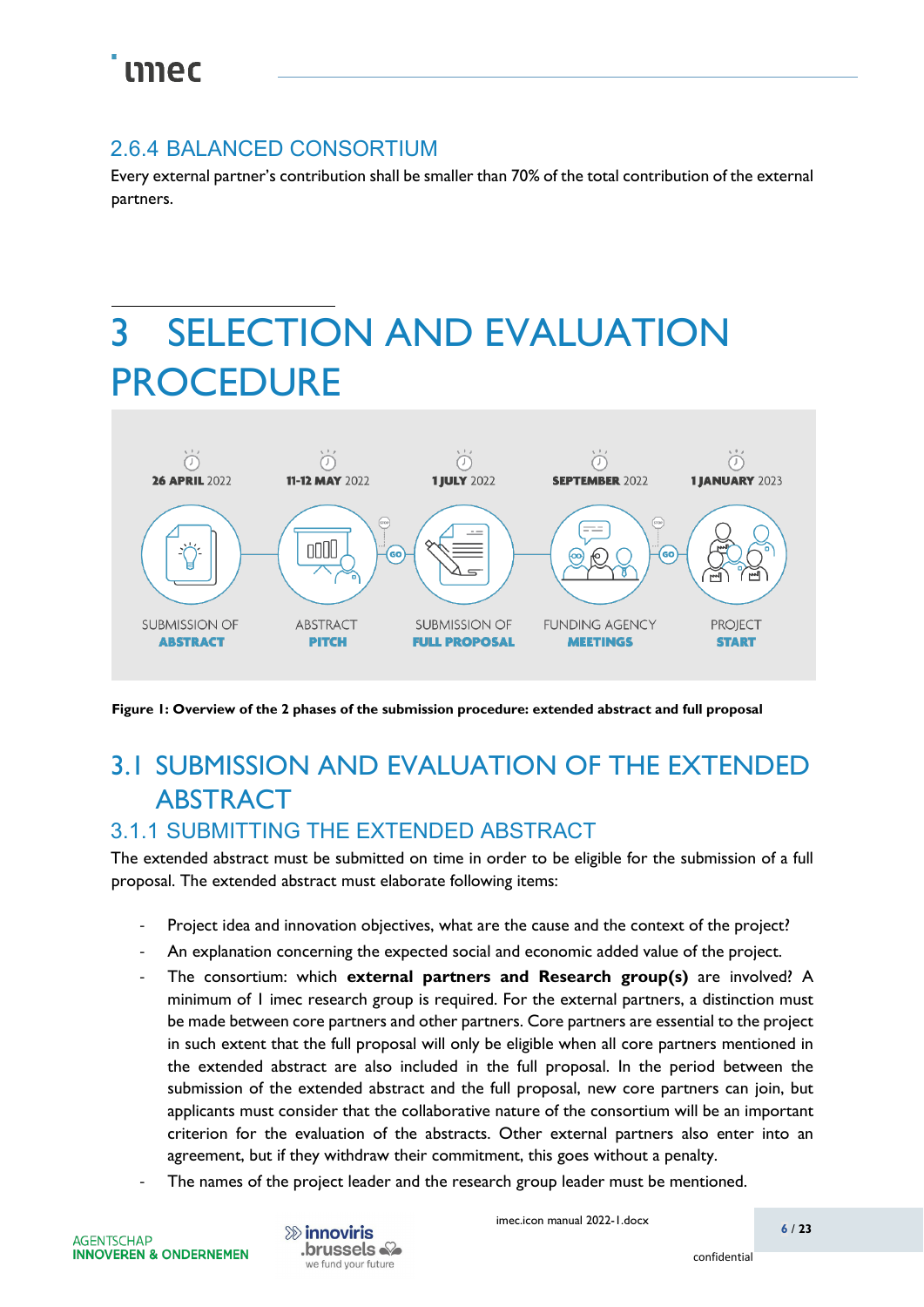### 2.6.4 BALANCED CONSORTIUM

Every external partner's contribution shall be smaller than 70% of the total contribution of the external partners.

# 3 SELECTION AND EVALUATION PROCEDURE

| 26 APRIL 2022 | 11-12 MAY 2022 | 1 JULY 2022 | SEPTEMBER 2022 | 1 JANUARY 2023 |
|---|---|---|---|---|
| SUBMISSION OF ABSTRACT | ABSTRACT PITCH | SUBMISSION OF FULL PROPOSAL | FUNDING AGENCY MEETINGS | PROJECT START |

**Figure 1: Overview of the 2 phases of the submission procedure: extended abstract and full proposal**

## 3.1 SUBMISSION AND EVALUATION OF THE EXTENDED ABSTRACT

### 3.1.1 SUBMITTING THE EXTENDED ABSTRACT

The extended abstract must be submitted on time in order to be eligible for the submission of a full proposal. The extended abstract must elaborate following items:

- Project idea and innovation objectives, what are the cause and the context of the project?
- An explanation concerning the expected social and economic added value of the project.
- The consortium: which **external partners and Research group(s)** are involved? A minimum of 1 imec research group is required. For the external partners, a distinction must be made between core partners and other partners. Core partners are essential to the project in such extent that the full proposal will only be eligible when all core partners mentioned in the extended abstract are also included in the full proposal. In the period between the submission of the extended abstract and the full proposal, new core partners can join, but applicants must consider that the collaborative nature of the consortium will be an important criterion for the evaluation of the abstracts. Other external partners also enter into an agreement, but if they withdraw their commitment, this goes without a penalty.
- The names of the project leader and the research group leader must be mentioned.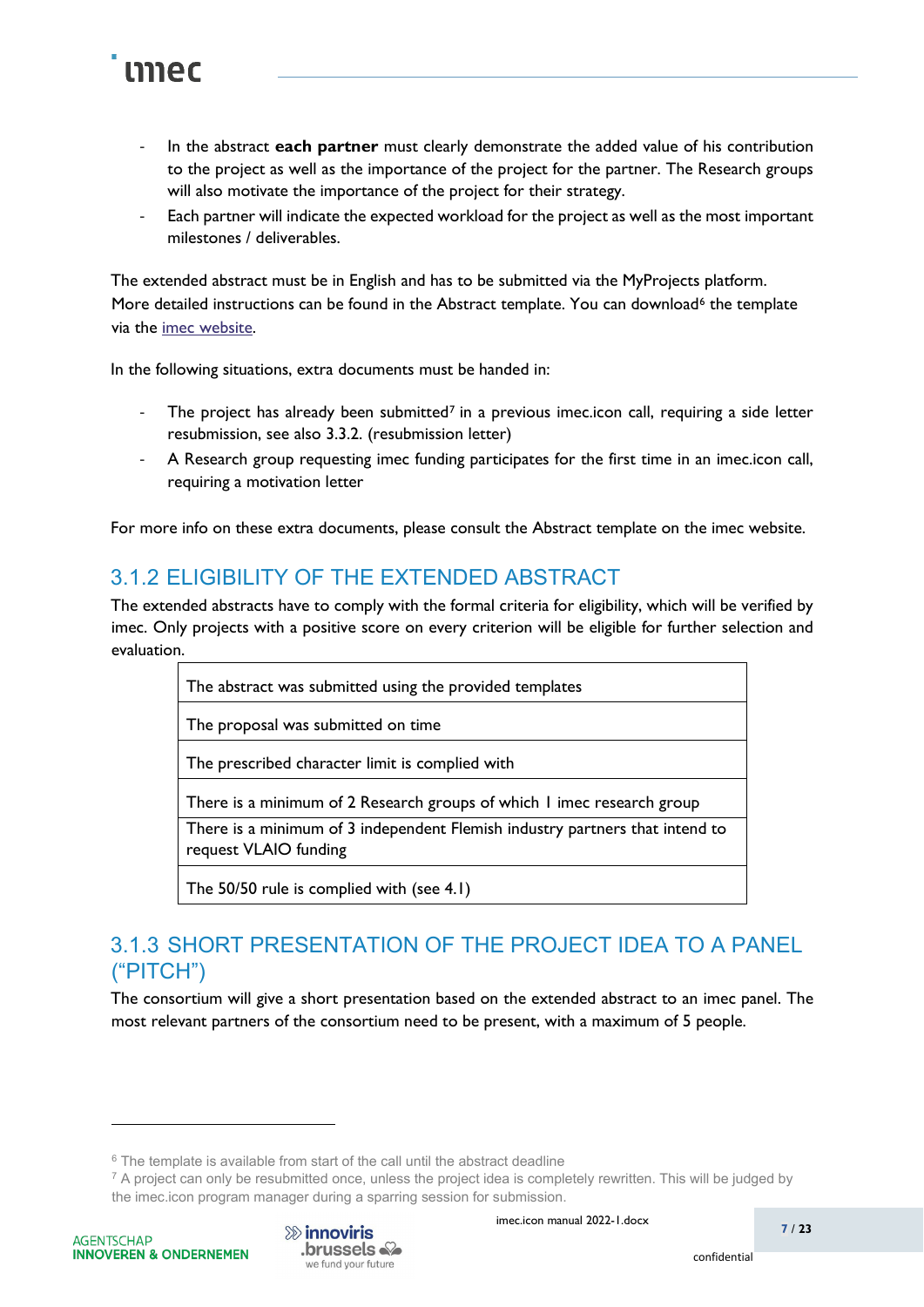- In the abstract **each partner** must clearly demonstrate the added value of his contribution to the project as well as the importance of the project for the partner. The Research groups will also motivate the importance of the project for their strategy.
- Each partner will indicate the expected workload for the project as well as the most important milestones / deliverables.

The extended abstract must be in English and has to be submitted via the MyProjects platform. More detailed instructions can be found in the Abstract template. You can download[6] the template via the imec website.

In the following situations, extra documents must be handed in:

- The project has already been submitted[7] in a previous imec.icon call, requiring a side letter resubmission, see also 3.3.2. (resubmission letter)
- A Research group requesting imec funding participates for the first time in an imec.icon call, requiring a motivation letter

For more info on these extra documents, please consult the Abstract template on the imec website.

## 3.1.2 ELIGIBILITY OF THE EXTENDED ABSTRACT

The extended abstracts have to comply with the formal criteria for eligibility, which will be verified by imec. Only projects with a positive score on every criterion will be eligible for further selection and evaluation.

| |
|---|
| The abstract was submitted using the provided templates |
| The proposal was submitted on time |
| The prescribed character limit is complied with |
| There is a minimum of 2 Research groups of which 1 imec research group |
| There is a minimum of 3 independent Flemish industry partners that intend to request VLAIO funding |
| The 50/50 rule is complied with (see 4.1) |

## 3.1.3 SHORT PRESENTATION OF THE PROJECT IDEA TO A PANEL ("PITCH")

The consortium will give a short presentation based on the extended abstract to an imec panel. The most relevant partners of the consortium need to be present, with a maximum of 5 people.

[6] The template is available from start of the call until the abstract deadline

[7] A project can only be resubmitted once, unless the project idea is completely rewritten. This will be judged by the imec.icon program manager during a sparring session for submission.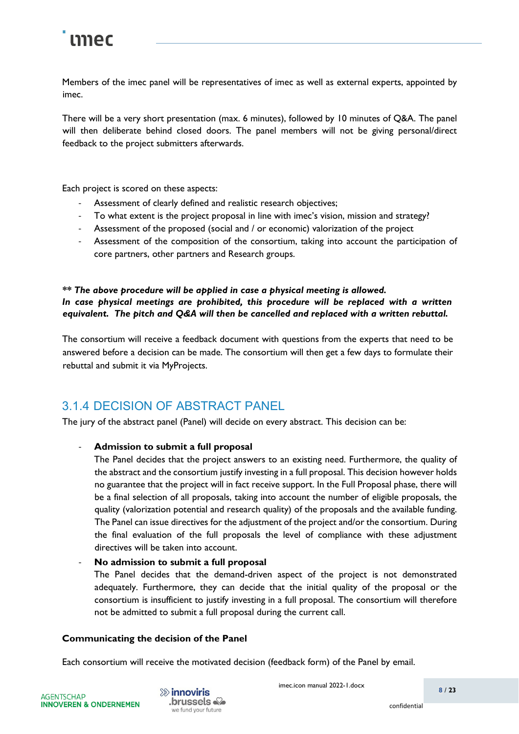Members of the imec panel will be representatives of imec as well as external experts, appointed by imec.

There will be a very short presentation (max. 6 minutes), followed by 10 minutes of Q&A. The panel will then deliberate behind closed doors. The panel members will not be giving personal/direct feedback to the project submitters afterwards.

Each project is scored on these aspects:

- Assessment of clearly defined and realistic research objectives;
- To what extent is the project proposal in line with imec's vision, mission and strategy?
- Assessment of the proposed (social and / or economic) valorization of the project
- Assessment of the composition of the consortium, taking into account the participation of core partners, other partners and Research groups.

***\*\* The above procedure will be applied in case a physical meeting is allowed.***
***In case physical meetings are prohibited, this procedure will be replaced with a written equivalent. The pitch and Q&A will then be cancelled and replaced with a written rebuttal.***

The consortium will receive a feedback document with questions from the experts that need to be answered before a decision can be made. The consortium will then get a few days to formulate their rebuttal and submit it via MyProjects.

## 3.1.4 DECISION OF ABSTRACT PANEL

The jury of the abstract panel (Panel) will decide on every abstract. This decision can be:

- **Admission to submit a full proposal**
  The Panel decides that the project answers to an existing need. Furthermore, the quality of the abstract and the consortium justify investing in a full proposal. This decision however holds no guarantee that the project will in fact receive support. In the Full Proposal phase, there will be a final selection of all proposals, taking into account the number of eligible proposals, the quality (valorization potential and research quality) of the proposals and the available funding. The Panel can issue directives for the adjustment of the project and/or the consortium. During the final evaluation of the full proposals the level of compliance with these adjustment directives will be taken into account.
- **No admission to submit a full proposal**
  The Panel decides that the demand-driven aspect of the project is not demonstrated adequately. Furthermore, they can decide that the initial quality of the proposal or the consortium is insufficient to justify investing in a full proposal. The consortium will therefore not be admitted to submit a full proposal during the current call.

**Communicating the decision of the Panel**

Each consortium will receive the motivated decision (feedback form) of the Panel by email.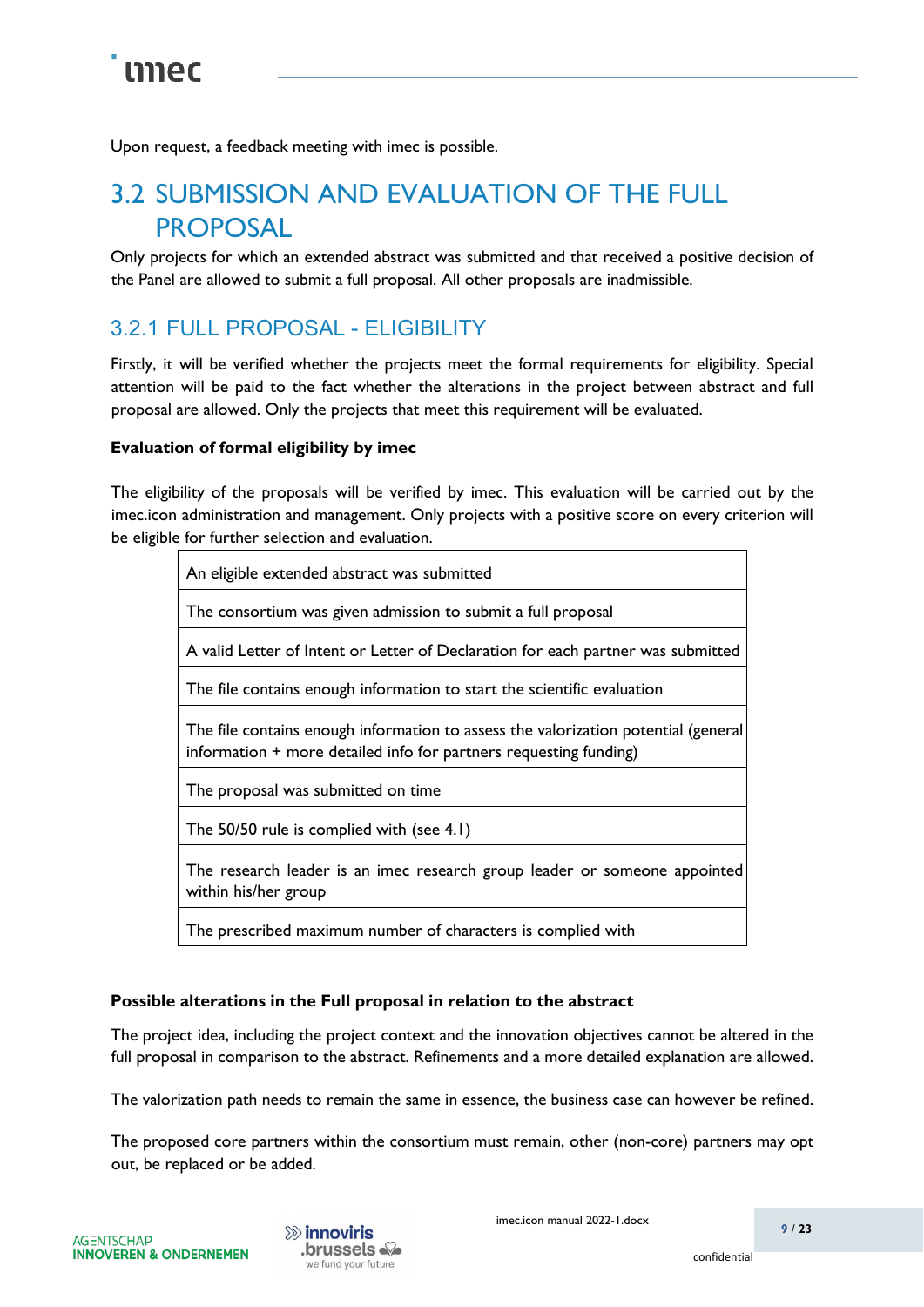Upon request, a feedback meeting with imec is possible.

## 3.2 SUBMISSION AND EVALUATION OF THE FULL PROPOSAL

Only projects for which an extended abstract was submitted and that received a positive decision of the Panel are allowed to submit a full proposal. All other proposals are inadmissible.

### 3.2.1 FULL PROPOSAL - ELIGIBILITY

Firstly, it will be verified whether the projects meet the formal requirements for eligibility. Special attention will be paid to the fact whether the alterations in the project between abstract and full proposal are allowed. Only the projects that meet this requirement will be evaluated.

**Evaluation of formal eligibility by imec**

The eligibility of the proposals will be verified by imec. This evaluation will be carried out by the imec.icon administration and management. Only projects with a positive score on every criterion will be eligible for further selection and evaluation.

| An eligible extended abstract was submitted |
|---|
| The consortium was given admission to submit a full proposal |
| A valid Letter of Intent or Letter of Declaration for each partner was submitted |
| The file contains enough information to start the scientific evaluation |
| The file contains enough information to assess the valorization potential (general information + more detailed info for partners requesting funding) |
| The proposal was submitted on time |
| The 50/50 rule is complied with (see 4.1) |
| The research leader is an imec research group leader or someone appointed within his/her group |
| The prescribed maximum number of characters is complied with |

**Possible alterations in the Full proposal in relation to the abstract**

The project idea, including the project context and the innovation objectives cannot be altered in the full proposal in comparison to the abstract. Refinements and a more detailed explanation are allowed.

The valorization path needs to remain the same in essence, the business case can however be refined.

The proposed core partners within the consortium must remain, other (non-core) partners may opt out, be replaced or be added.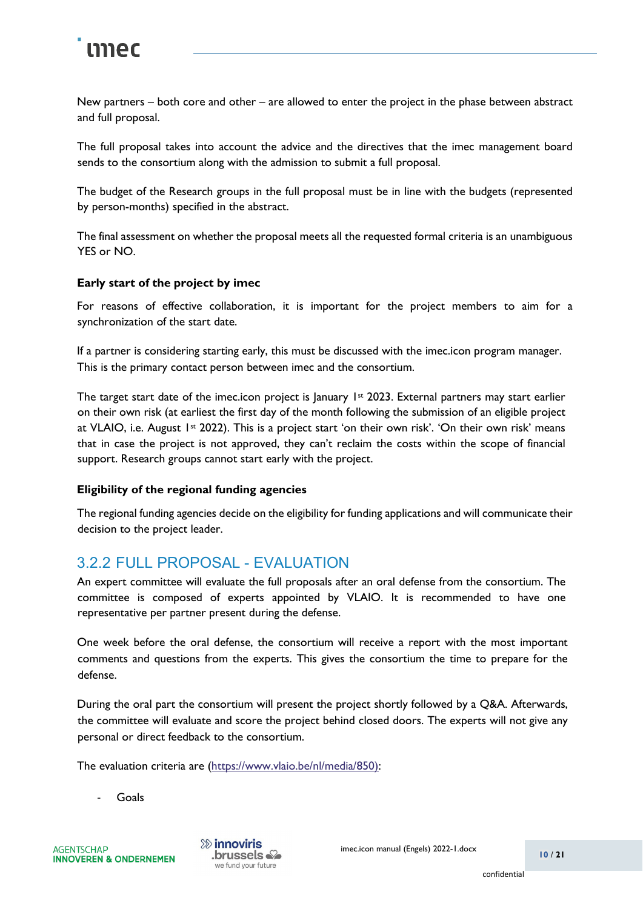New partners – both core and other – are allowed to enter the project in the phase between abstract and full proposal.

The full proposal takes into account the advice and the directives that the imec management board sends to the consortium along with the admission to submit a full proposal.

The budget of the Research groups in the full proposal must be in line with the budgets (represented by person-months) specified in the abstract.

The final assessment on whether the proposal meets all the requested formal criteria is an unambiguous YES or NO.

**Early start of the project by imec**

For reasons of effective collaboration, it is important for the project members to aim for a synchronization of the start date.

If a partner is considering starting early, this must be discussed with the imec.icon program manager. This is the primary contact person between imec and the consortium.

The target start date of the imec.icon project is January 1st 2023. External partners may start earlier on their own risk (at earliest the first day of the month following the submission of an eligible project at VLAIO, i.e. August 1st 2022). This is a project start 'on their own risk'. 'On their own risk' means that in case the project is not approved, they can't reclaim the costs within the scope of financial support. Research groups cannot start early with the project.

**Eligibility of the regional funding agencies**

The regional funding agencies decide on the eligibility for funding applications and will communicate their decision to the project leader.

### 3.2.2 FULL PROPOSAL - EVALUATION

An expert committee will evaluate the full proposals after an oral defense from the consortium. The committee is composed of experts appointed by VLAIO. It is recommended to have one representative per partner present during the defense.

One week before the oral defense, the consortium will receive a report with the most important comments and questions from the experts. This gives the consortium the time to prepare for the defense.

During the oral part the consortium will present the project shortly followed by a Q&A. Afterwards, the committee will evaluate and score the project behind closed doors. The experts will not give any personal or direct feedback to the consortium.

The evaluation criteria are (https://www.vlaio.be/nl/media/850):

- Goals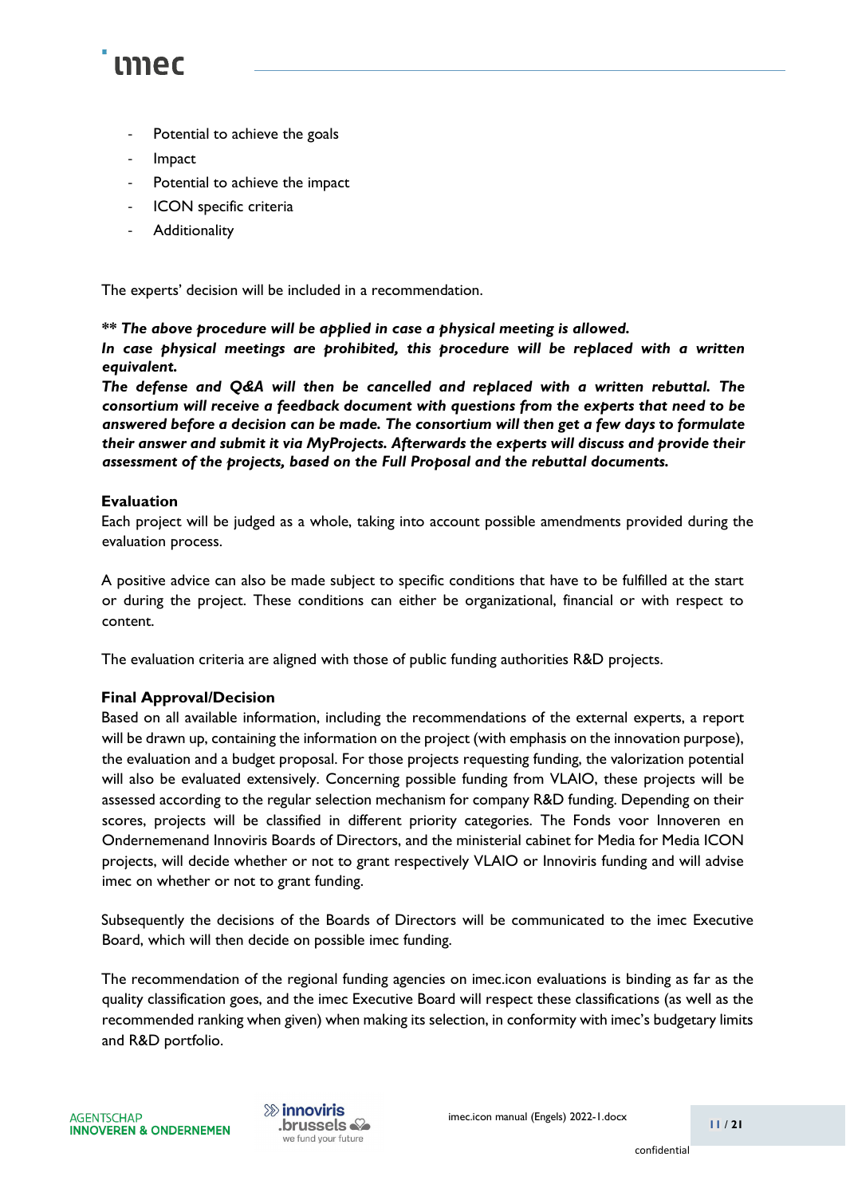- Potential to achieve the goals
- Impact
- Potential to achieve the impact
- ICON specific criteria
- Additionality

The experts' decision will be included in a recommendation.

***\*\* The above procedure will be applied in case a physical meeting is allowed.***
***In case physical meetings are prohibited, this procedure will be replaced with a written equivalent.***
***The defense and Q&A will then be cancelled and replaced with a written rebuttal. The consortium will receive a feedback document with questions from the experts that need to be answered before a decision can be made. The consortium will then get a few days to formulate their answer and submit it via MyProjects. Afterwards the experts will discuss and provide their assessment of the projects, based on the Full Proposal and the rebuttal documents.***

**Evaluation**
Each project will be judged as a whole, taking into account possible amendments provided during the evaluation process.

A positive advice can also be made subject to specific conditions that have to be fulfilled at the start or during the project. These conditions can either be organizational, financial or with respect to content.

The evaluation criteria are aligned with those of public funding authorities R&D projects.

**Final Approval/Decision**
Based on all available information, including the recommendations of the external experts, a report will be drawn up, containing the information on the project (with emphasis on the innovation purpose), the evaluation and a budget proposal. For those projects requesting funding, the valorization potential will also be evaluated extensively. Concerning possible funding from VLAIO, these projects will be assessed according to the regular selection mechanism for company R&D funding. Depending on their scores, projects will be classified in different priority categories. The Fonds voor Innoveren en Ondernemenand Innoviris Boards of Directors, and the ministerial cabinet for Media for Media ICON projects, will decide whether or not to grant respectively VLAIO or Innoviris funding and will advise imec on whether or not to grant funding.

Subsequently the decisions of the Boards of Directors will be communicated to the imec Executive Board, which will then decide on possible imec funding.

The recommendation of the regional funding agencies on imec.icon evaluations is binding as far as the quality classification goes, and the imec Executive Board will respect these classifications (as well as the recommended ranking when given) when making its selection, in conformity with imec's budgetary limits and R&D portfolio.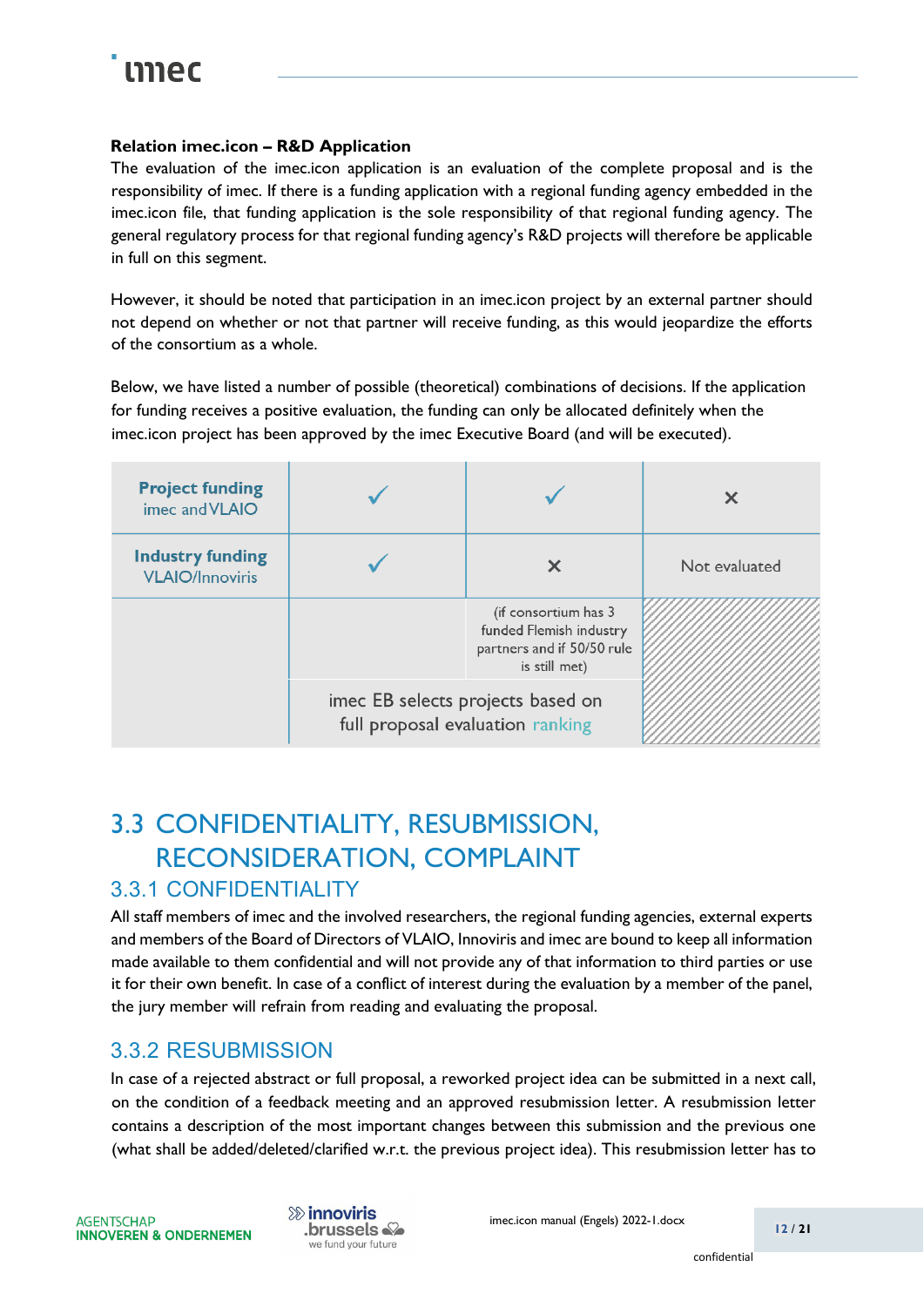**Relation imec.icon – R&D Application**

The evaluation of the imec.icon application is an evaluation of the complete proposal and is the responsibility of imec. If there is a funding application with a regional funding agency embedded in the imec.icon file, that funding application is the sole responsibility of that regional funding agency. The general regulatory process for that regional funding agency's R&D projects will therefore be applicable in full on this segment.

However, it should be noted that participation in an imec.icon project by an external partner should not depend on whether or not that partner will receive funding, as this would jeopardize the efforts of the consortium as a whole.

Below, we have listed a number of possible (theoretical) combinations of decisions. If the application for funding receives a positive evaluation, the funding can only be allocated definitely when the imec.icon project has been approved by the imec Executive Board (and will be executed).

| | | | |
|---|---|---|---|
| **Project funding** imec and VLAIO | ✓ | ✓ | × |
| **Industry funding** VLAIO/Innoviris | ✓ | × | Not evaluated |
| | | (if consortium has 3 funded Flemish industry partners and if 50/50 rule is still met) | |
| | imec EB selects projects based on full proposal evaluation ranking | | |

# 3.3 CONFIDENTIALITY, RESUBMISSION, RECONSIDERATION, COMPLAINT

## 3.3.1 CONFIDENTIALITY

All staff members of imec and the involved researchers, the regional funding agencies, external experts and members of the Board of Directors of VLAIO, Innoviris and imec are bound to keep all information made available to them confidential and will not provide any of that information to third parties or use it for their own benefit. In case of a conflict of interest during the evaluation by a member of the panel, the jury member will refrain from reading and evaluating the proposal.

## 3.3.2 RESUBMISSION

In case of a rejected abstract or full proposal, a reworked project idea can be submitted in a next call, on the condition of a feedback meeting and an approved resubmission letter. A resubmission letter contains a description of the most important changes between this submission and the previous one (what shall be added/deleted/clarified w.r.t. the previous project idea). This resubmission letter has to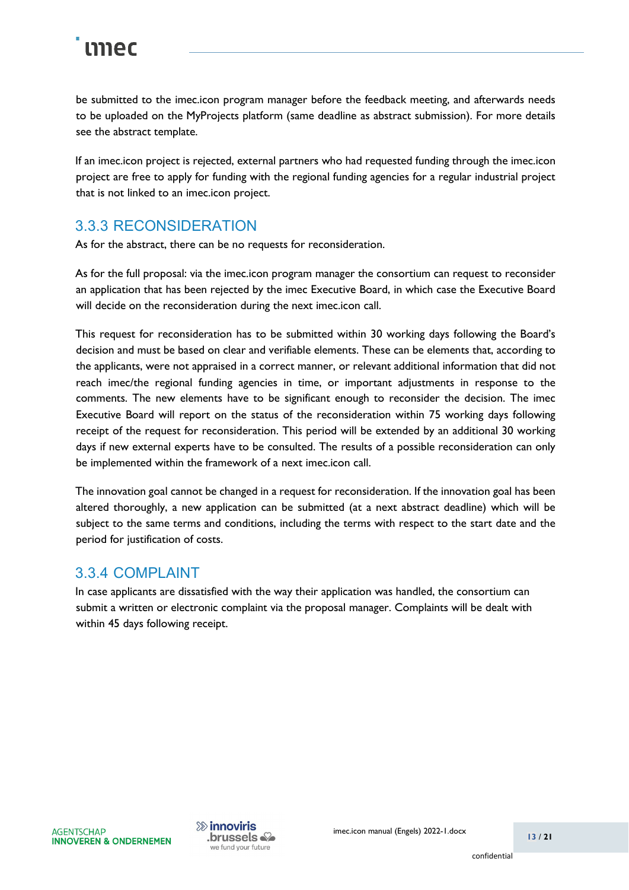be submitted to the imec.icon program manager before the feedback meeting, and afterwards needs to be uploaded on the MyProjects platform (same deadline as abstract submission). For more details see the abstract template.

If an imec.icon project is rejected, external partners who had requested funding through the imec.icon project are free to apply for funding with the regional funding agencies for a regular industrial project that is not linked to an imec.icon project.

### 3.3.3 RECONSIDERATION

As for the abstract, there can be no requests for reconsideration.

As for the full proposal: via the imec.icon program manager the consortium can request to reconsider an application that has been rejected by the imec Executive Board, in which case the Executive Board will decide on the reconsideration during the next imec.icon call.

This request for reconsideration has to be submitted within 30 working days following the Board's decision and must be based on clear and verifiable elements. These can be elements that, according to the applicants, were not appraised in a correct manner, or relevant additional information that did not reach imec/the regional funding agencies in time, or important adjustments in response to the comments. The new elements have to be significant enough to reconsider the decision. The imec Executive Board will report on the status of the reconsideration within 75 working days following receipt of the request for reconsideration. This period will be extended by an additional 30 working days if new external experts have to be consulted. The results of a possible reconsideration can only be implemented within the framework of a next imec.icon call.

The innovation goal cannot be changed in a request for reconsideration. If the innovation goal has been altered thoroughly, a new application can be submitted (at a next abstract deadline) which will be subject to the same terms and conditions, including the terms with respect to the start date and the period for justification of costs.

### 3.3.4 COMPLAINT

In case applicants are dissatisfied with the way their application was handled, the consortium can submit a written or electronic complaint via the proposal manager. Complaints will be dealt with within 45 days following receipt.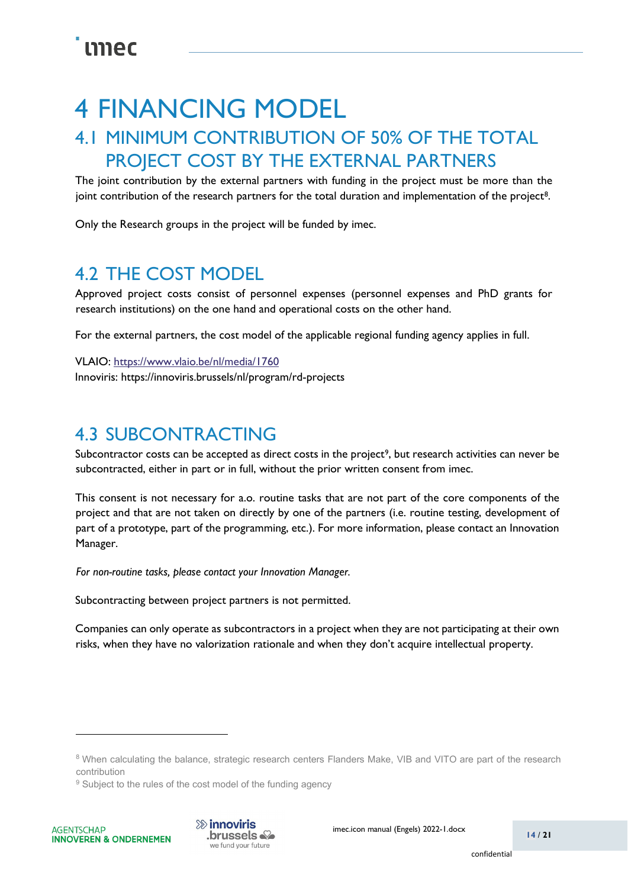# 4 FINANCING MODEL

## 4.1 MINIMUM CONTRIBUTION OF 50% OF THE TOTAL PROJECT COST BY THE EXTERNAL PARTNERS

The joint contribution by the external partners with funding in the project must be more than the joint contribution of the research partners for the total duration and implementation of the project[8].

Only the Research groups in the project will be funded by imec.

## 4.2 THE COST MODEL

Approved project costs consist of personnel expenses (personnel expenses and PhD grants for research institutions) on the one hand and operational costs on the other hand.

For the external partners, the cost model of the applicable regional funding agency applies in full.

VLAIO: [https://www.vlaio.be/nl/media/1760](https://www.vlaio.be/nl/media/1760)
Innoviris: https://innoviris.brussels/nl/program/rd-projects

## 4.3 SUBCONTRACTING

Subcontractor costs can be accepted as direct costs in the project[9], but research activities can never be subcontracted, either in part or in full, without the prior written consent from imec.

This consent is not necessary for a.o. routine tasks that are not part of the core components of the project and that are not taken on directly by one of the partners (i.e. routine testing, development of part of a prototype, part of the programming, etc.). For more information, please contact an Innovation Manager.

*For non-routine tasks, please contact your Innovation Manager.*

Subcontracting between project partners is not permitted.

Companies can only operate as subcontractors in a project when they are not participating at their own risks, when they have no valorization rationale and when they don't acquire intellectual property.

---

[8] When calculating the balance, strategic research centers Flanders Make, VIB and VITO are part of the research contribution

[9] Subject to the rules of the cost model of the funding agency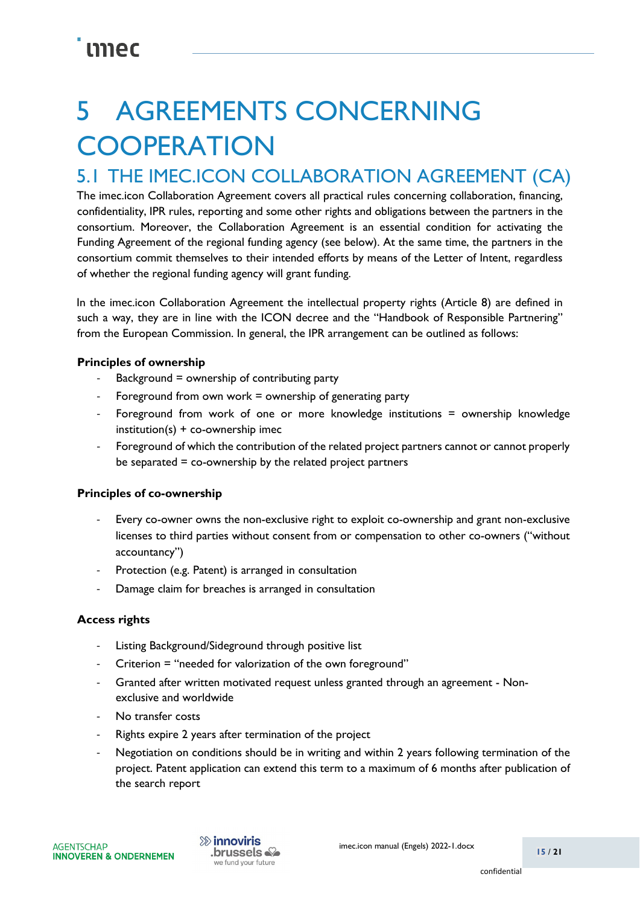# 5 AGREEMENTS CONCERNING COOPERATION

## 5.1 THE IMEC.ICON COLLABORATION AGREEMENT (CA)

The imec.icon Collaboration Agreement covers all practical rules concerning collaboration, financing, confidentiality, IPR rules, reporting and some other rights and obligations between the partners in the consortium. Moreover, the Collaboration Agreement is an essential condition for activating the Funding Agreement of the regional funding agency (see below). At the same time, the partners in the consortium commit themselves to their intended efforts by means of the Letter of Intent, regardless of whether the regional funding agency will grant funding.

In the imec.icon Collaboration Agreement the intellectual property rights (Article 8) are defined in such a way, they are in line with the ICON decree and the "Handbook of Responsible Partnering" from the European Commission. In general, the IPR arrangement can be outlined as follows:

**Principles of ownership**

- Background = ownership of contributing party
- Foreground from own work = ownership of generating party
- Foreground from work of one or more knowledge institutions = ownership knowledge institution(s) + co-ownership imec
- Foreground of which the contribution of the related project partners cannot or cannot properly be separated = co-ownership by the related project partners

**Principles of co-ownership**

- Every co-owner owns the non-exclusive right to exploit co-ownership and grant non-exclusive licenses to third parties without consent from or compensation to other co-owners ("without accountancy")
- Protection (e.g. Patent) is arranged in consultation
- Damage claim for breaches is arranged in consultation

**Access rights**

- Listing Background/Sideground through positive list
- Criterion = "needed for valorization of the own foreground"
- Granted after written motivated request unless granted through an agreement - Non-exclusive and worldwide
- No transfer costs
- Rights expire 2 years after termination of the project
- Negotiation on conditions should be in writing and within 2 years following termination of the project. Patent application can extend this term to a maximum of 6 months after publication of the search report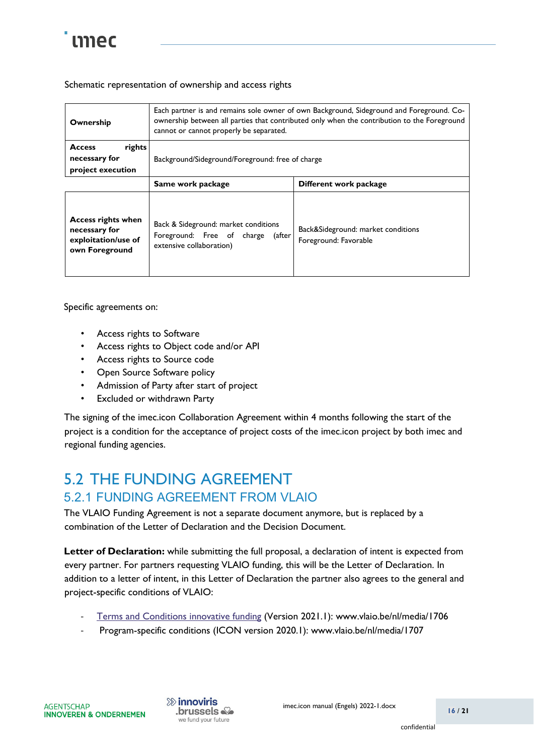Schematic representation of ownership and access rights

| **Ownership** | Each partner is and remains sole owner of own Background, Sideground and Foreground. Co-ownership between all parties that contributed only when the contribution to the Foreground cannot or cannot properly be separated. | |
|---|---|---|
| **Access rights necessary for project execution** | Background/Sideground/Foreground: free of charge | |
| | **Same work package** | **Different work package** |
| **Access rights when necessary for exploitation/use of own Foreground** | Back & Sideground: market conditions<br>Foreground: Free of charge (after extensive collaboration) | Back&Sideground: market conditions<br>Foreground: Favorable |

Specific agreements on:

- Access rights to Software
- Access rights to Object code and/or API
- Access rights to Source code
- Open Source Software policy
- Admission of Party after start of project
- Excluded or withdrawn Party

The signing of the imec.icon Collaboration Agreement within 4 months following the start of the project is a condition for the acceptance of project costs of the imec.icon project by both imec and regional funding agencies.

## 5.2 THE FUNDING AGREEMENT

### 5.2.1 FUNDING AGREEMENT FROM VLAIO

The VLAIO Funding Agreement is not a separate document anymore, but is replaced by a combination of the Letter of Declaration and the Decision Document.

**Letter of Declaration:** while submitting the full proposal, a declaration of intent is expected from every partner. For partners requesting VLAIO funding, this will be the Letter of Declaration. In addition to a letter of intent, in this Letter of Declaration the partner also agrees to the general and project-specific conditions of VLAIO:

- Terms and Conditions innovative funding (Version 2021.1): www.vlaio.be/nl/media/1706
- Program-specific conditions (ICON version 2020.1): www.vlaio.be/nl/media/1707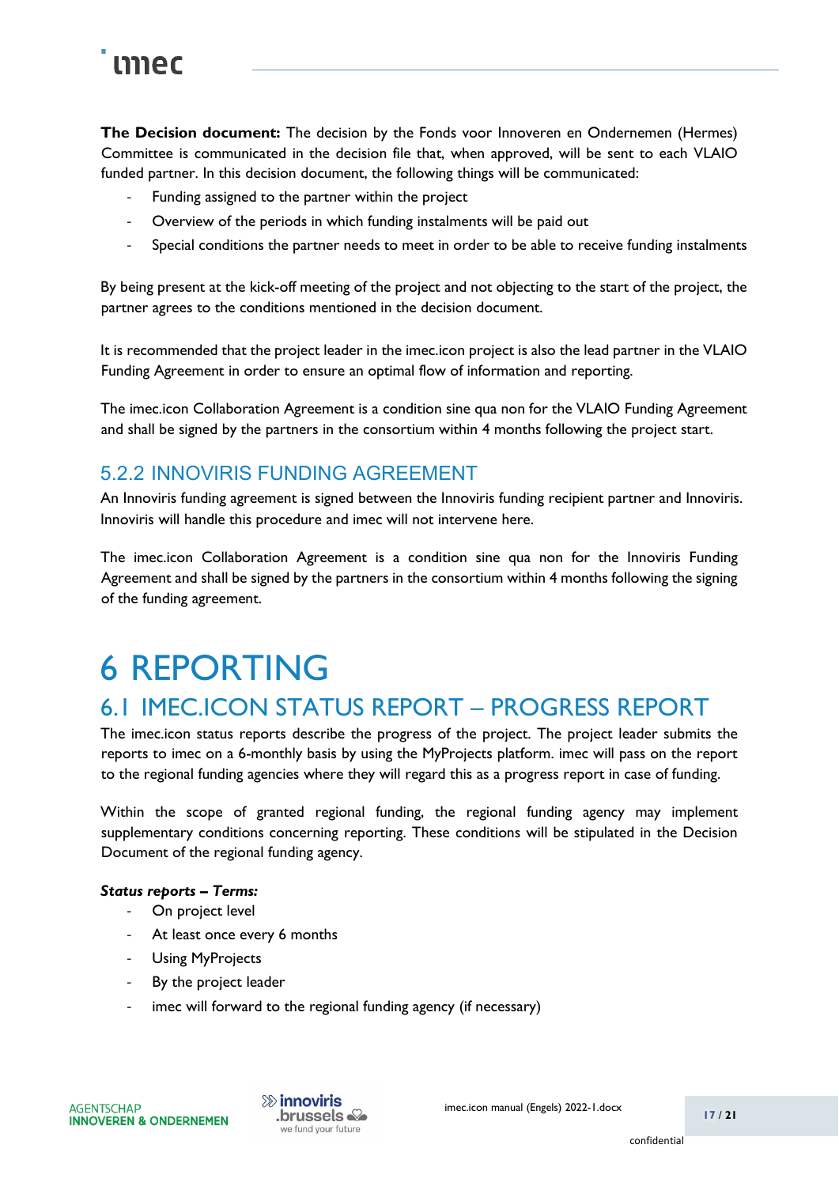**The Decision document:** The decision by the Fonds voor Innoveren en Ondernemen (Hermes) Committee is communicated in the decision file that, when approved, will be sent to each VLAIO funded partner. In this decision document, the following things will be communicated:

- Funding assigned to the partner within the project
- Overview of the periods in which funding instalments will be paid out
- Special conditions the partner needs to meet in order to be able to receive funding instalments

By being present at the kick-off meeting of the project and not objecting to the start of the project, the partner agrees to the conditions mentioned in the decision document.

It is recommended that the project leader in the imec.icon project is also the lead partner in the VLAIO Funding Agreement in order to ensure an optimal flow of information and reporting.

The imec.icon Collaboration Agreement is a condition sine qua non for the VLAIO Funding Agreement and shall be signed by the partners in the consortium within 4 months following the project start.

### 5.2.2 INNOVIRIS FUNDING AGREEMENT

An Innoviris funding agreement is signed between the Innoviris funding recipient partner and Innoviris. Innoviris will handle this procedure and imec will not intervene here.

The imec.icon Collaboration Agreement is a condition sine qua non for the Innoviris Funding Agreement and shall be signed by the partners in the consortium within 4 months following the signing of the funding agreement.

# 6 REPORTING

## 6.1 IMEC.ICON STATUS REPORT – PROGRESS REPORT

The imec.icon status reports describe the progress of the project. The project leader submits the reports to imec on a 6-monthly basis by using the MyProjects platform. imec will pass on the report to the regional funding agencies where they will regard this as a progress report in case of funding.

Within the scope of granted regional funding, the regional funding agency may implement supplementary conditions concerning reporting. These conditions will be stipulated in the Decision Document of the regional funding agency.

***Status reports – Terms:***

- On project level
- At least once every 6 months
- Using MyProjects
- By the project leader
- imec will forward to the regional funding agency (if necessary)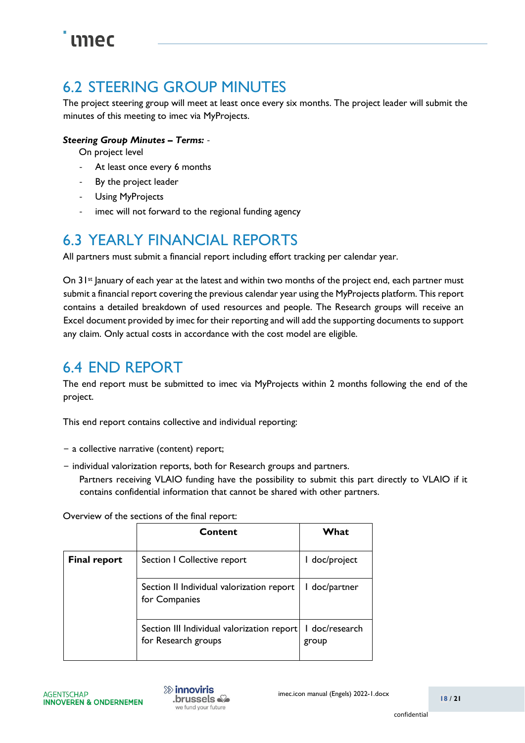## 6.2 STEERING GROUP MINUTES

The project steering group will meet at least once every six months. The project leader will submit the minutes of this meeting to imec via MyProjects.

***Steering Group Minutes – Terms:*** -

On project level

- At least once every 6 months
- By the project leader
- Using MyProjects
- imec will not forward to the regional funding agency

## 6.3 YEARLY FINANCIAL REPORTS

All partners must submit a financial report including effort tracking per calendar year.

On 31st January of each year at the latest and within two months of the project end, each partner must submit a financial report covering the previous calendar year using the MyProjects platform. This report contains a detailed breakdown of used resources and people. The Research groups will receive an Excel document provided by imec for their reporting and will add the supporting documents to support any claim. Only actual costs in accordance with the cost model are eligible.

## 6.4 END REPORT

The end report must be submitted to imec via MyProjects within 2 months following the end of the project.

This end report contains collective and individual reporting:

− a collective narrative (content) report;

− individual valorization reports, both for Research groups and partners.
Partners receiving VLAIO funding have the possibility to submit this part directly to VLAIO if it contains confidential information that cannot be shared with other partners.

Overview of the sections of the final report:

| | Content | What |
|---|---|---|
| **Final report** | Section I Collective report | 1 doc/project |
| | Section II Individual valorization report for Companies | 1 doc/partner |
| | Section III Individual valorization report for Research groups | 1 doc/research group |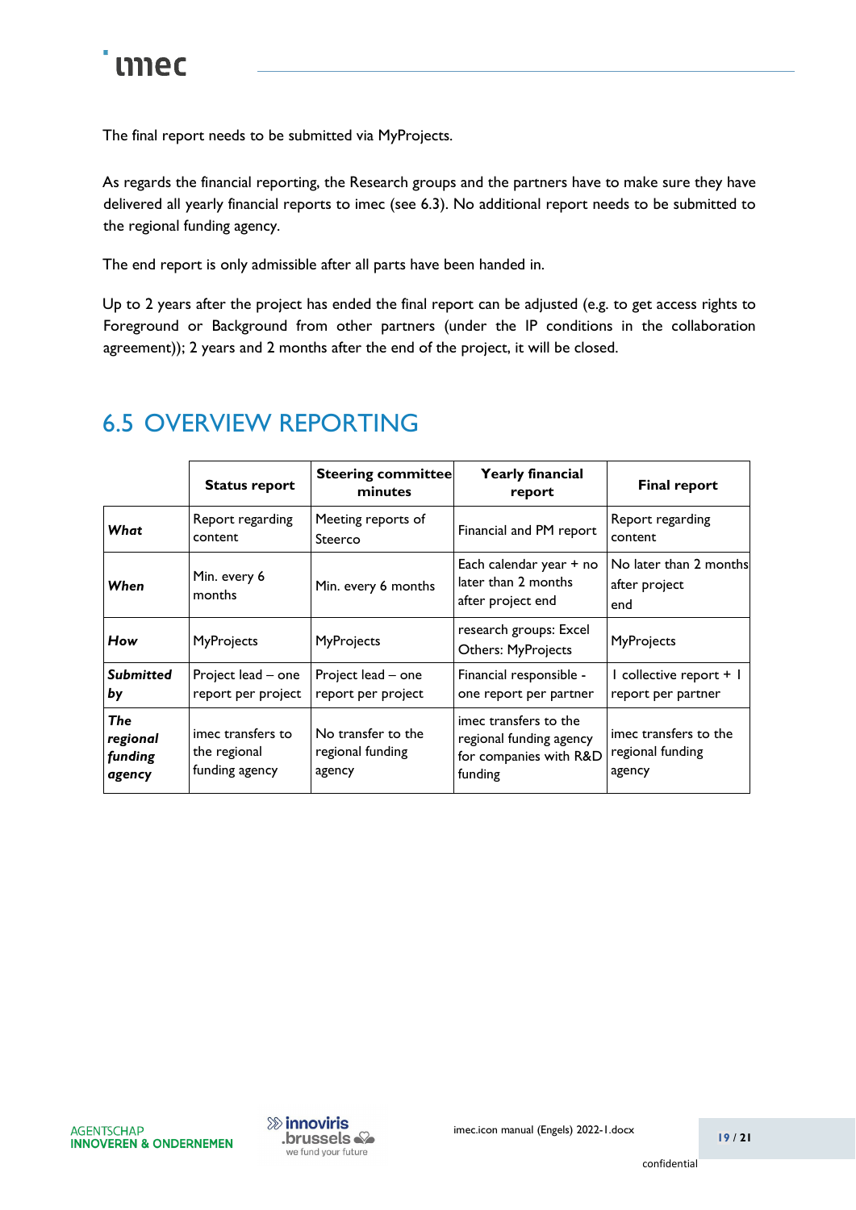The final report needs to be submitted via MyProjects.

As regards the financial reporting, the Research groups and the partners have to make sure they have delivered all yearly financial reports to imec (see 6.3). No additional report needs to be submitted to the regional funding agency.

The end report is only admissible after all parts have been handed in.

Up to 2 years after the project has ended the final report can be adjusted (e.g. to get access rights to Foreground or Background from other partners (under the IP conditions in the collaboration agreement)); 2 years and 2 months after the end of the project, it will be closed.

## 6.5 OVERVIEW REPORTING

| | **Status report** | **Steering committee minutes** | **Yearly financial report** | **Final report** |
|---|---|---|---|---|
| ***What*** | Report regarding content | Meeting reports of Steerco | Financial and PM report | Report regarding content |
| ***When*** | Min. every 6 months | Min. every 6 months | Each calendar year + no later than 2 months after project end | No later than 2 months after project end |
| ***How*** | MyProjects | MyProjects | research groups: Excel Others: MyProjects | MyProjects |
| ***Submitted by*** | Project lead – one report per project | Project lead – one report per project | Financial responsible - one report per partner | 1 collective report + 1 report per partner |
| ***The regional funding agency*** | imec transfers to the regional funding agency | No transfer to the regional funding agency | imec transfers to the regional funding agency for companies with R&D funding | imec transfers to the regional funding agency |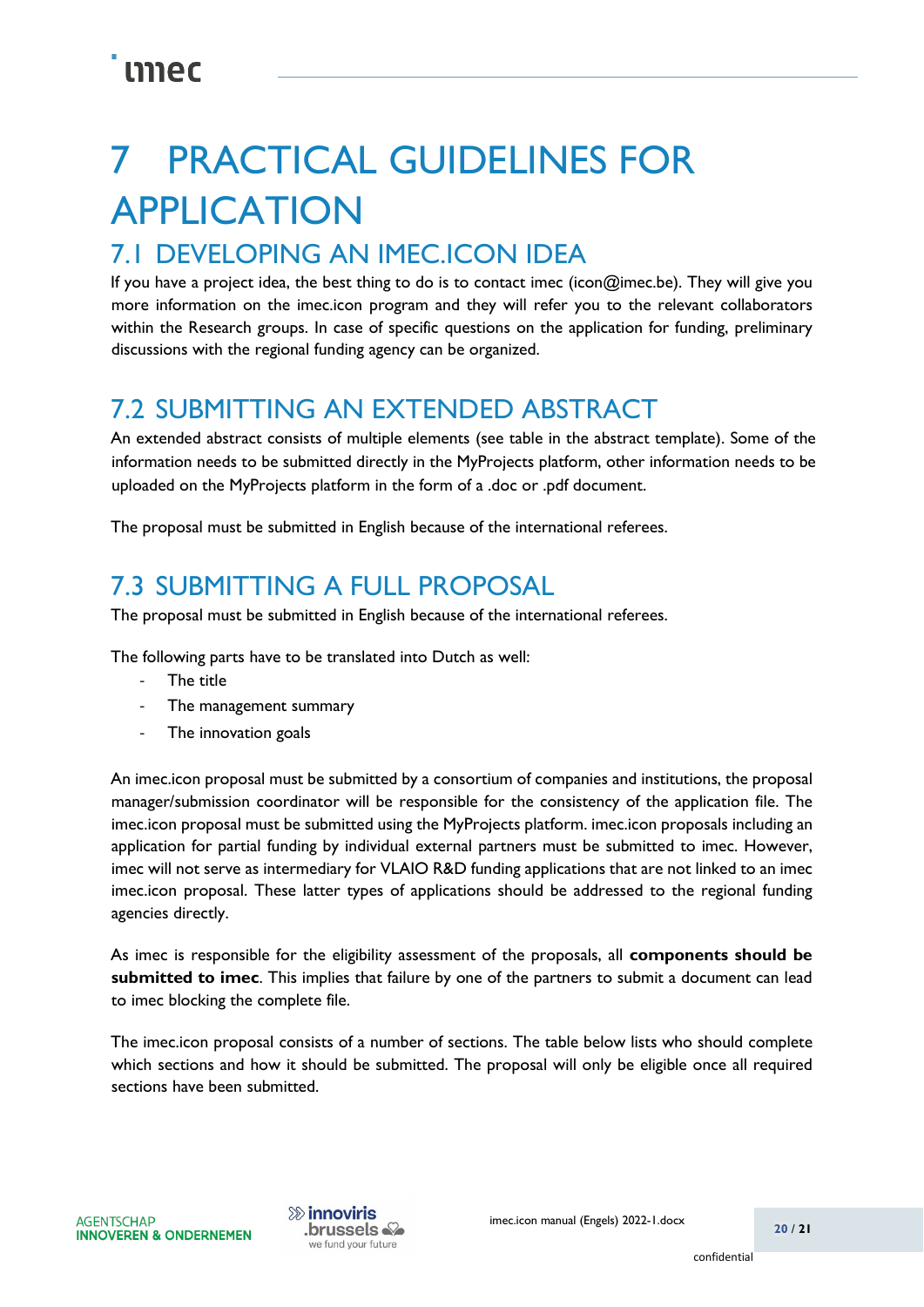# 7 PRACTICAL GUIDELINES FOR APPLICATION

## 7.1 DEVELOPING AN IMEC.ICON IDEA

If you have a project idea, the best thing to do is to contact imec (icon@imec.be). They will give you more information on the imec.icon program and they will refer you to the relevant collaborators within the Research groups. In case of specific questions on the application for funding, preliminary discussions with the regional funding agency can be organized.

## 7.2 SUBMITTING AN EXTENDED ABSTRACT

An extended abstract consists of multiple elements (see table in the abstract template). Some of the information needs to be submitted directly in the MyProjects platform, other information needs to be uploaded on the MyProjects platform in the form of a .doc or .pdf document.

The proposal must be submitted in English because of the international referees.

## 7.3 SUBMITTING A FULL PROPOSAL

The proposal must be submitted in English because of the international referees.

The following parts have to be translated into Dutch as well:

- The title
- The management summary
- The innovation goals

An imec.icon proposal must be submitted by a consortium of companies and institutions, the proposal manager/submission coordinator will be responsible for the consistency of the application file. The imec.icon proposal must be submitted using the MyProjects platform. imec.icon proposals including an application for partial funding by individual external partners must be submitted to imec. However, imec will not serve as intermediary for VLAIO R&D funding applications that are not linked to an imec imec.icon proposal. These latter types of applications should be addressed to the regional funding agencies directly.

As imec is responsible for the eligibility assessment of the proposals, all **components should be submitted to imec**. This implies that failure by one of the partners to submit a document can lead to imec blocking the complete file.

The imec.icon proposal consists of a number of sections. The table below lists who should complete which sections and how it should be submitted. The proposal will only be eligible once all required sections have been submitted.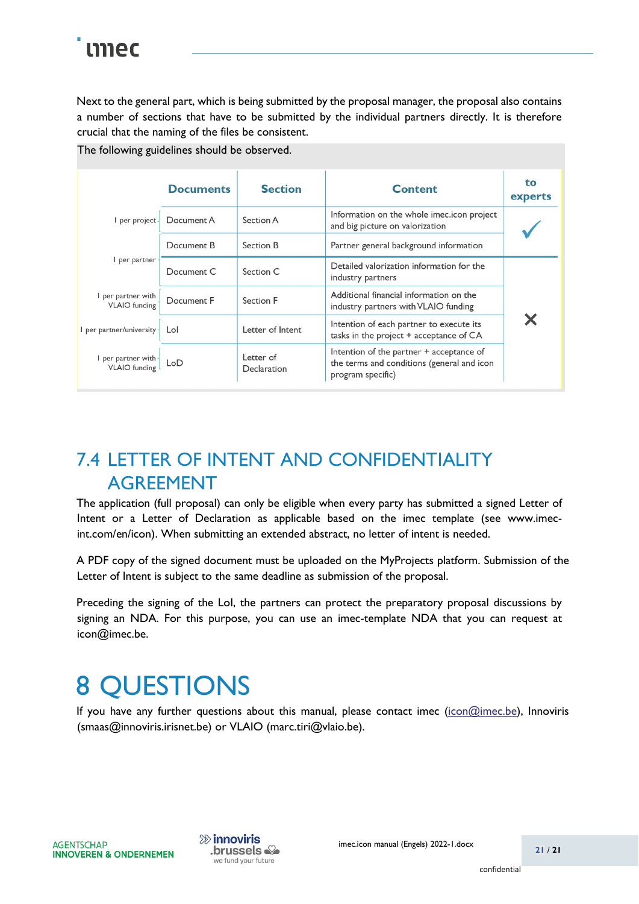Next to the general part, which is being submitted by the proposal manager, the proposal also contains a number of sections that have to be submitted by the individual partners directly. It is therefore crucial that the naming of the files be consistent.

The following guidelines should be observed.

| | Documents | Section | Content | to experts |
|---|---|---|---|---|
| 1 per project | Document A | Section A | Information on the whole imec.icon project and big picture on valorization | ✓ |
| 1 per partner | Document B | Section B | Partner general background information | ✓ |
| 1 per partner | Document C | Section C | Detailed valorization information for the industry partners | ✗ |
| 1 per partner with VLAIO funding | Document F | Section F | Additional financial information on the industry partners with VLAIO funding | ✗ |
| 1 per partner/university | LoI | Letter of Intent | Intention of each partner to execute its tasks in the project + acceptance of CA | ✗ |
| 1 per partner with VLAIO funding | LoD | Letter of Declaration | Intention of the partner + acceptance of the terms and conditions (general and icon program specific) | ✗ |

## 7.4 LETTER OF INTENT AND CONFIDENTIALITY AGREEMENT

The application (full proposal) can only be eligible when every party has submitted a signed Letter of Intent or a Letter of Declaration as applicable based on the imec template (see www.imec-int.com/en/icon). When submitting an extended abstract, no letter of intent is needed.

A PDF copy of the signed document must be uploaded on the MyProjects platform. Submission of the Letter of Intent is subject to the same deadline as submission of the proposal.

Preceding the signing of the LoI, the partners can protect the preparatory proposal discussions by signing an NDA. For this purpose, you can use an imec-template NDA that you can request at icon@imec.be.

# 8 QUESTIONS

If you have any further questions about this manual, please contact imec (icon@imec.be), Innoviris (smaas@innoviris.irisnet.be) or VLAIO (marc.tiri@vlaio.be).